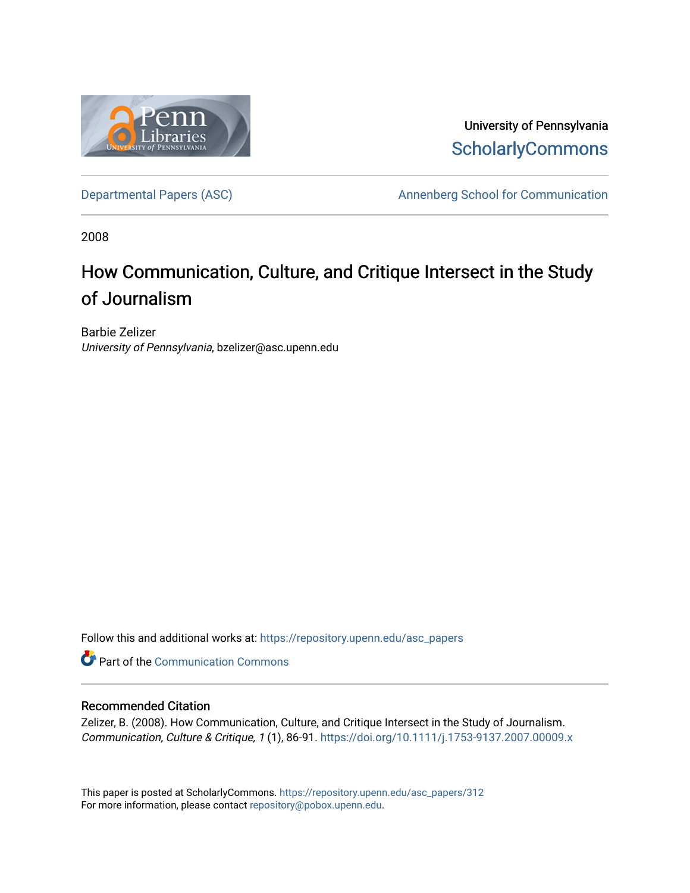University of Pennsylvania
ScholarlyCommons

Departmental Papers (ASC)

Annenberg School for Communication

2008

# How Communication, Culture, and Critique Intersect in the Study of Journalism

Barbie Zelizer
*University of Pennsylvania*, bzelizer@asc.upenn.edu

Follow this and additional works at: https://repository.upenn.edu/asc_papers

Part of the Communication Commons

## Recommended Citation

Zelizer, B. (2008). How Communication, Culture, and Critique Intersect in the Study of Journalism. *Communication, Culture & Critique, 1* (1), 86-91. https://doi.org/10.1111/j.1753-9137.2007.00009.x

This paper is posted at ScholarlyCommons. https://repository.upenn.edu/asc_papers/312
For more information, please contact repository@pobox.upenn.edu.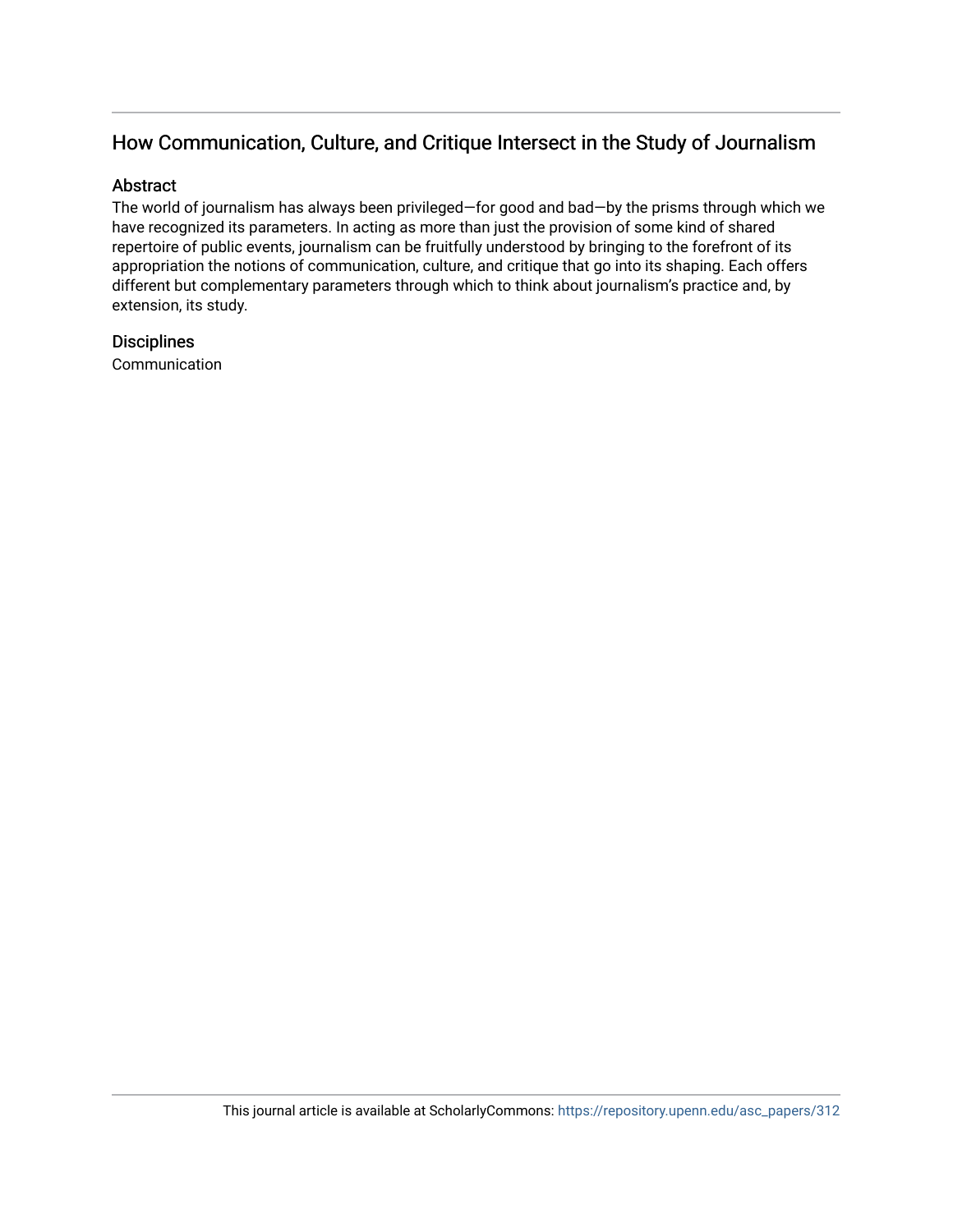## How Communication, Culture, and Critique Intersect in the Study of Journalism

### Abstract

The world of journalism has always been privileged—for good and bad—by the prisms through which we have recognized its parameters. In acting as more than just the provision of some kind of shared repertoire of public events, journalism can be fruitfully understood by bringing to the forefront of its appropriation the notions of communication, culture, and critique that go into its shaping. Each offers different but complementary parameters through which to think about journalism's practice and, by extension, its study.

### Disciplines

Communication

This journal article is available at ScholarlyCommons: https://repository.upenn.edu/asc_papers/312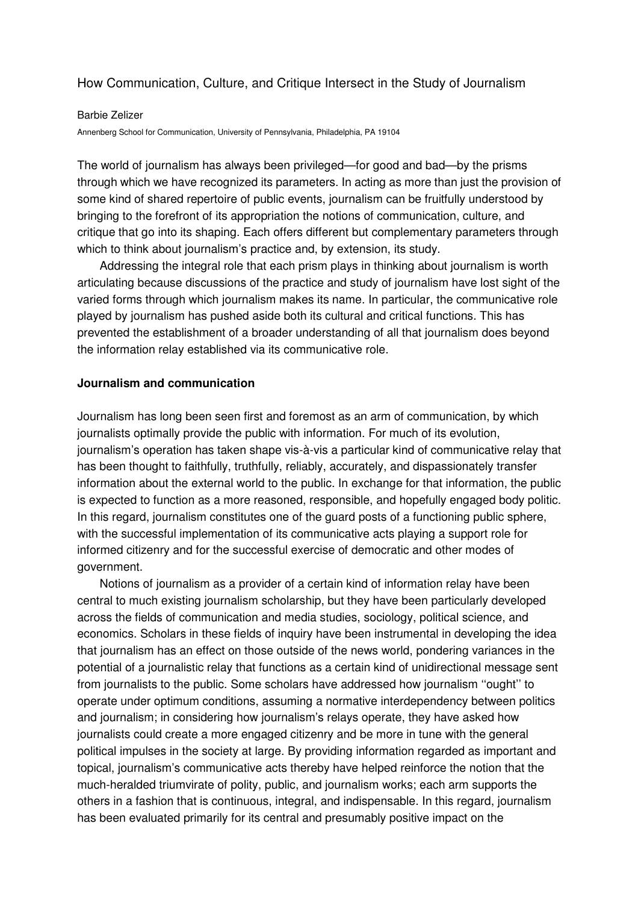How Communication, Culture, and Critique Intersect in the Study of Journalism

Barbie Zelizer

Annenberg School for Communication, University of Pennsylvania, Philadelphia, PA 19104

The world of journalism has always been privileged—for good and bad—by the prisms through which we have recognized its parameters. In acting as more than just the provision of some kind of shared repertoire of public events, journalism can be fruitfully understood by bringing to the forefront of its appropriation the notions of communication, culture, and critique that go into its shaping. Each offers different but complementary parameters through which to think about journalism's practice and, by extension, its study.

Addressing the integral role that each prism plays in thinking about journalism is worth articulating because discussions of the practice and study of journalism have lost sight of the varied forms through which journalism makes its name. In particular, the communicative role played by journalism has pushed aside both its cultural and critical functions. This has prevented the establishment of a broader understanding of all that journalism does beyond the information relay established via its communicative role.

**Journalism and communication**

Journalism has long been seen first and foremost as an arm of communication, by which journalists optimally provide the public with information. For much of its evolution, journalism's operation has taken shape vis-à-vis a particular kind of communicative relay that has been thought to faithfully, truthfully, reliably, accurately, and dispassionately transfer information about the external world to the public. In exchange for that information, the public is expected to function as a more reasoned, responsible, and hopefully engaged body politic. In this regard, journalism constitutes one of the guard posts of a functioning public sphere, with the successful implementation of its communicative acts playing a support role for informed citizenry and for the successful exercise of democratic and other modes of government.

Notions of journalism as a provider of a certain kind of information relay have been central to much existing journalism scholarship, but they have been particularly developed across the fields of communication and media studies, sociology, political science, and economics. Scholars in these fields of inquiry have been instrumental in developing the idea that journalism has an effect on those outside of the news world, pondering variances in the potential of a journalistic relay that functions as a certain kind of unidirectional message sent from journalists to the public. Some scholars have addressed how journalism ''ought'' to operate under optimum conditions, assuming a normative interdependency between politics and journalism; in considering how journalism's relays operate, they have asked how journalists could create a more engaged citizenry and be more in tune with the general political impulses in the society at large. By providing information regarded as important and topical, journalism's communicative acts thereby have helped reinforce the notion that the much-heralded triumvirate of polity, public, and journalism works; each arm supports the others in a fashion that is continuous, integral, and indispensable. In this regard, journalism has been evaluated primarily for its central and presumably positive impact on the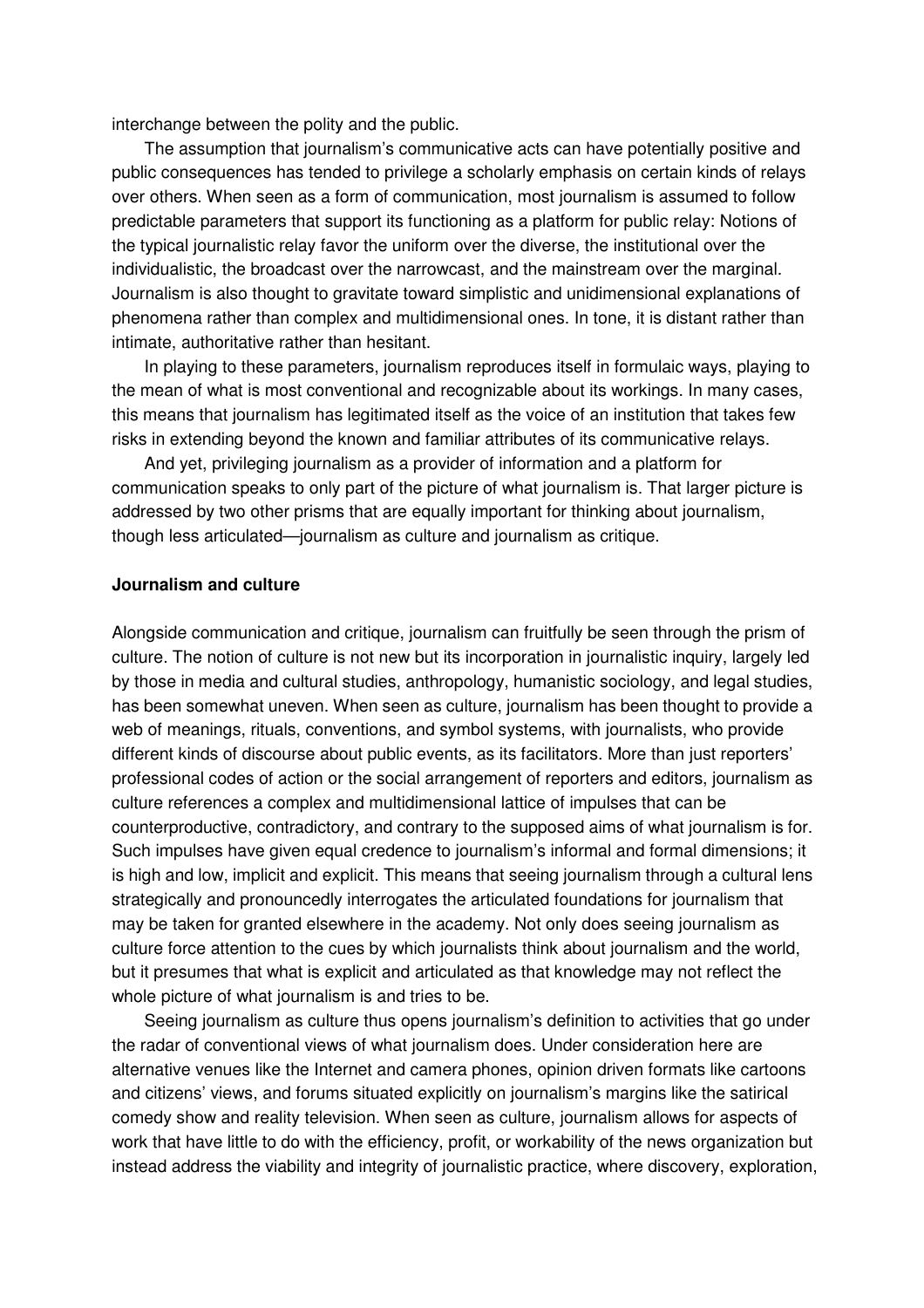interchange between the polity and the public.

The assumption that journalism's communicative acts can have potentially positive and public consequences has tended to privilege a scholarly emphasis on certain kinds of relays over others. When seen as a form of communication, most journalism is assumed to follow predictable parameters that support its functioning as a platform for public relay: Notions of the typical journalistic relay favor the uniform over the diverse, the institutional over the individualistic, the broadcast over the narrowcast, and the mainstream over the marginal. Journalism is also thought to gravitate toward simplistic and unidimensional explanations of phenomena rather than complex and multidimensional ones. In tone, it is distant rather than intimate, authoritative rather than hesitant.

In playing to these parameters, journalism reproduces itself in formulaic ways, playing to the mean of what is most conventional and recognizable about its workings. In many cases, this means that journalism has legitimated itself as the voice of an institution that takes few risks in extending beyond the known and familiar attributes of its communicative relays.

And yet, privileging journalism as a provider of information and a platform for communication speaks to only part of the picture of what journalism is. That larger picture is addressed by two other prisms that are equally important for thinking about journalism, though less articulated—journalism as culture and journalism as critique.

**Journalism and culture**

Alongside communication and critique, journalism can fruitfully be seen through the prism of culture. The notion of culture is not new but its incorporation in journalistic inquiry, largely led by those in media and cultural studies, anthropology, humanistic sociology, and legal studies, has been somewhat uneven. When seen as culture, journalism has been thought to provide a web of meanings, rituals, conventions, and symbol systems, with journalists, who provide different kinds of discourse about public events, as its facilitators. More than just reporters' professional codes of action or the social arrangement of reporters and editors, journalism as culture references a complex and multidimensional lattice of impulses that can be counterproductive, contradictory, and contrary to the supposed aims of what journalism is for. Such impulses have given equal credence to journalism's informal and formal dimensions; it is high and low, implicit and explicit. This means that seeing journalism through a cultural lens strategically and pronouncedly interrogates the articulated foundations for journalism that may be taken for granted elsewhere in the academy. Not only does seeing journalism as culture force attention to the cues by which journalists think about journalism and the world, but it presumes that what is explicit and articulated as that knowledge may not reflect the whole picture of what journalism is and tries to be.

Seeing journalism as culture thus opens journalism's definition to activities that go under the radar of conventional views of what journalism does. Under consideration here are alternative venues like the Internet and camera phones, opinion driven formats like cartoons and citizens' views, and forums situated explicitly on journalism's margins like the satirical comedy show and reality television. When seen as culture, journalism allows for aspects of work that have little to do with the efficiency, profit, or workability of the news organization but instead address the viability and integrity of journalistic practice, where discovery, exploration,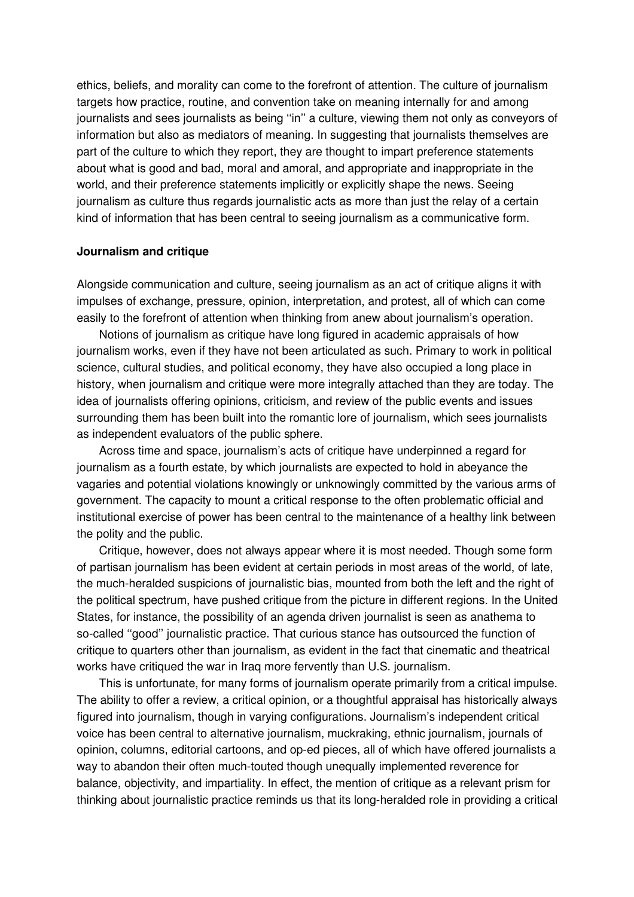ethics, beliefs, and morality can come to the forefront of attention. The culture of journalism targets how practice, routine, and convention take on meaning internally for and among journalists and sees journalists as being ''in'' a culture, viewing them not only as conveyors of information but also as mediators of meaning. In suggesting that journalists themselves are part of the culture to which they report, they are thought to impart preference statements about what is good and bad, moral and amoral, and appropriate and inappropriate in the world, and their preference statements implicitly or explicitly shape the news. Seeing journalism as culture thus regards journalistic acts as more than just the relay of a certain kind of information that has been central to seeing journalism as a communicative form.

**Journalism and critique**

Alongside communication and culture, seeing journalism as an act of critique aligns it with impulses of exchange, pressure, opinion, interpretation, and protest, all of which can come easily to the forefront of attention when thinking from anew about journalism's operation.

Notions of journalism as critique have long figured in academic appraisals of how journalism works, even if they have not been articulated as such. Primary to work in political science, cultural studies, and political economy, they have also occupied a long place in history, when journalism and critique were more integrally attached than they are today. The idea of journalists offering opinions, criticism, and review of the public events and issues surrounding them has been built into the romantic lore of journalism, which sees journalists as independent evaluators of the public sphere.

Across time and space, journalism's acts of critique have underpinned a regard for journalism as a fourth estate, by which journalists are expected to hold in abeyance the vagaries and potential violations knowingly or unknowingly committed by the various arms of government. The capacity to mount a critical response to the often problematic official and institutional exercise of power has been central to the maintenance of a healthy link between the polity and the public.

Critique, however, does not always appear where it is most needed. Though some form of partisan journalism has been evident at certain periods in most areas of the world, of late, the much-heralded suspicions of journalistic bias, mounted from both the left and the right of the political spectrum, have pushed critique from the picture in different regions. In the United States, for instance, the possibility of an agenda driven journalist is seen as anathema to so-called ''good'' journalistic practice. That curious stance has outsourced the function of critique to quarters other than journalism, as evident in the fact that cinematic and theatrical works have critiqued the war in Iraq more fervently than U.S. journalism.

This is unfortunate, for many forms of journalism operate primarily from a critical impulse. The ability to offer a review, a critical opinion, or a thoughtful appraisal has historically always figured into journalism, though in varying configurations. Journalism's independent critical voice has been central to alternative journalism, muckraking, ethnic journalism, journals of opinion, columns, editorial cartoons, and op-ed pieces, all of which have offered journalists a way to abandon their often much-touted though unequally implemented reverence for balance, objectivity, and impartiality. In effect, the mention of critique as a relevant prism for thinking about journalistic practice reminds us that its long-heralded role in providing a critical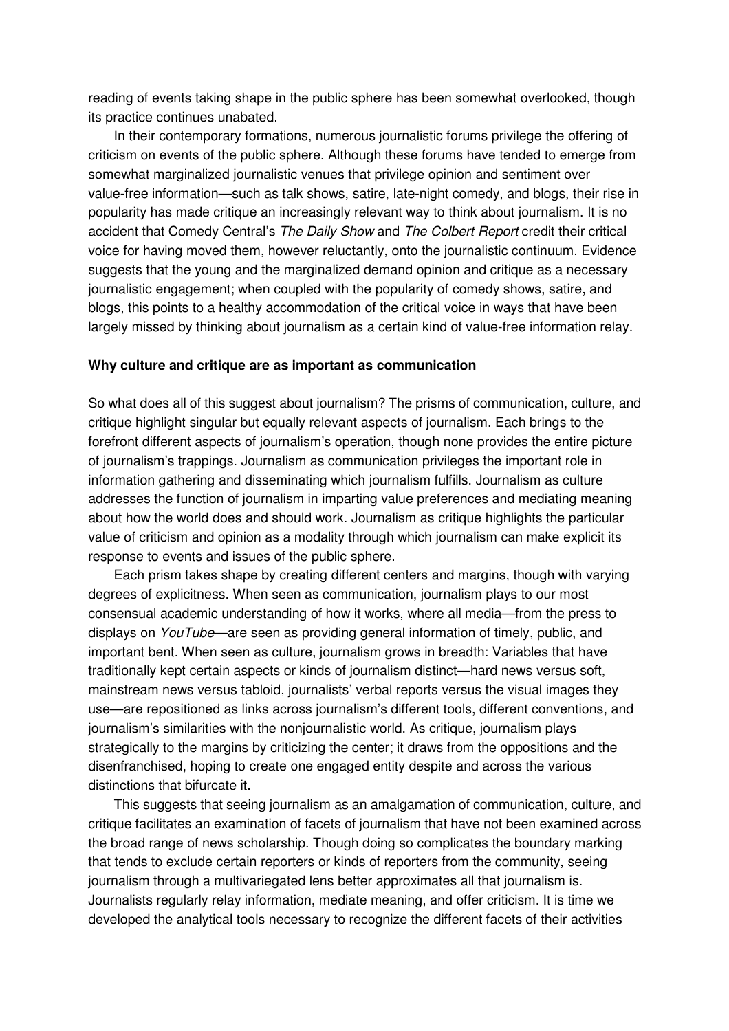reading of events taking shape in the public sphere has been somewhat overlooked, though its practice continues unabated.

In their contemporary formations, numerous journalistic forums privilege the offering of criticism on events of the public sphere. Although these forums have tended to emerge from somewhat marginalized journalistic venues that privilege opinion and sentiment over value-free information—such as talk shows, satire, late-night comedy, and blogs, their rise in popularity has made critique an increasingly relevant way to think about journalism. It is no accident that Comedy Central's *The Daily Show* and *The Colbert Report* credit their critical voice for having moved them, however reluctantly, onto the journalistic continuum. Evidence suggests that the young and the marginalized demand opinion and critique as a necessary journalistic engagement; when coupled with the popularity of comedy shows, satire, and blogs, this points to a healthy accommodation of the critical voice in ways that have been largely missed by thinking about journalism as a certain kind of value-free information relay.

**Why culture and critique are as important as communication**

So what does all of this suggest about journalism? The prisms of communication, culture, and critique highlight singular but equally relevant aspects of journalism. Each brings to the forefront different aspects of journalism's operation, though none provides the entire picture of journalism's trappings. Journalism as communication privileges the important role in information gathering and disseminating which journalism fulfills. Journalism as culture addresses the function of journalism in imparting value preferences and mediating meaning about how the world does and should work. Journalism as critique highlights the particular value of criticism and opinion as a modality through which journalism can make explicit its response to events and issues of the public sphere.

Each prism takes shape by creating different centers and margins, though with varying degrees of explicitness. When seen as communication, journalism plays to our most consensual academic understanding of how it works, where all media—from the press to displays on *YouTube*—are seen as providing general information of timely, public, and important bent. When seen as culture, journalism grows in breadth: Variables that have traditionally kept certain aspects or kinds of journalism distinct—hard news versus soft, mainstream news versus tabloid, journalists' verbal reports versus the visual images they use—are repositioned as links across journalism's different tools, different conventions, and journalism's similarities with the nonjournalistic world. As critique, journalism plays strategically to the margins by criticizing the center; it draws from the oppositions and the disenfranchised, hoping to create one engaged entity despite and across the various distinctions that bifurcate it.

This suggests that seeing journalism as an amalgamation of communication, culture, and critique facilitates an examination of facets of journalism that have not been examined across the broad range of news scholarship. Though doing so complicates the boundary marking that tends to exclude certain reporters or kinds of reporters from the community, seeing journalism through a multivariegated lens better approximates all that journalism is. Journalists regularly relay information, mediate meaning, and offer criticism. It is time we developed the analytical tools necessary to recognize the different facets of their activities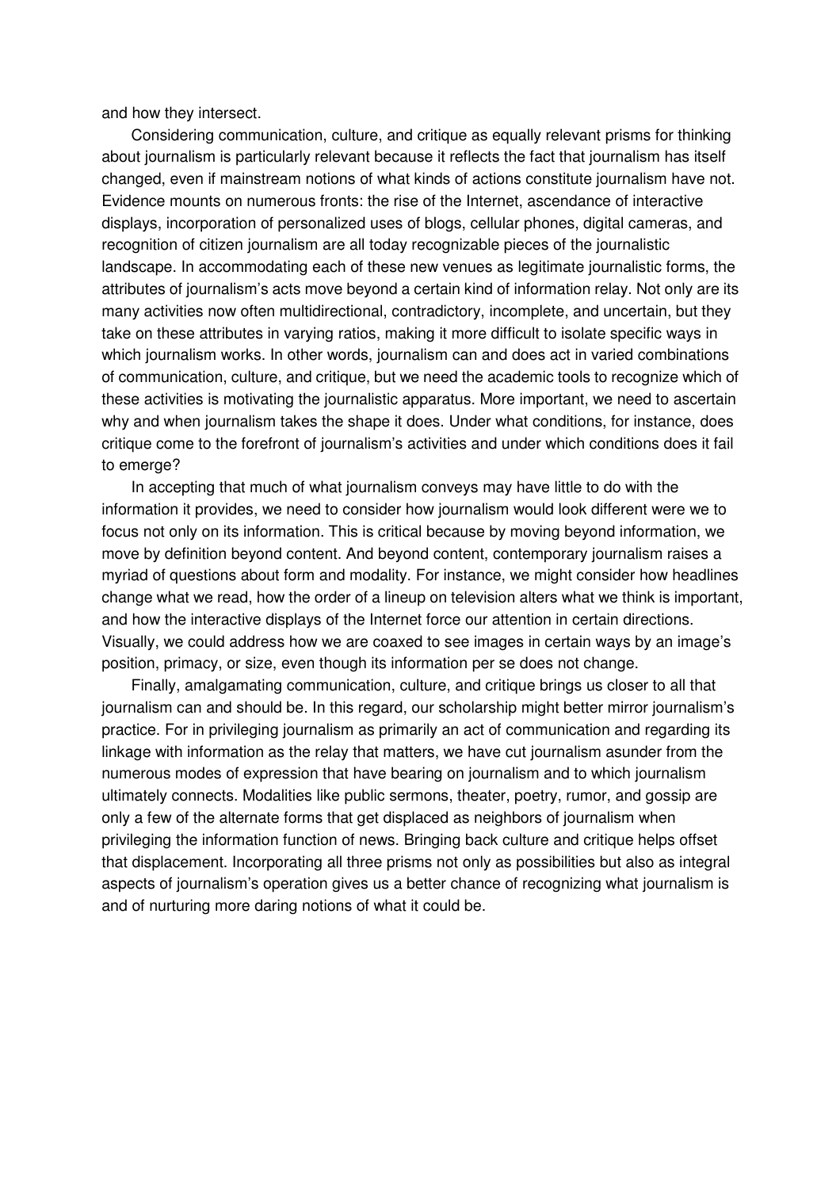and how they intersect.

Considering communication, culture, and critique as equally relevant prisms for thinking about journalism is particularly relevant because it reflects the fact that journalism has itself changed, even if mainstream notions of what kinds of actions constitute journalism have not. Evidence mounts on numerous fronts: the rise of the Internet, ascendance of interactive displays, incorporation of personalized uses of blogs, cellular phones, digital cameras, and recognition of citizen journalism are all today recognizable pieces of the journalistic landscape. In accommodating each of these new venues as legitimate journalistic forms, the attributes of journalism's acts move beyond a certain kind of information relay. Not only are its many activities now often multidirectional, contradictory, incomplete, and uncertain, but they take on these attributes in varying ratios, making it more difficult to isolate specific ways in which journalism works. In other words, journalism can and does act in varied combinations of communication, culture, and critique, but we need the academic tools to recognize which of these activities is motivating the journalistic apparatus. More important, we need to ascertain why and when journalism takes the shape it does. Under what conditions, for instance, does critique come to the forefront of journalism's activities and under which conditions does it fail to emerge?

In accepting that much of what journalism conveys may have little to do with the information it provides, we need to consider how journalism would look different were we to focus not only on its information. This is critical because by moving beyond information, we move by definition beyond content. And beyond content, contemporary journalism raises a myriad of questions about form and modality. For instance, we might consider how headlines change what we read, how the order of a lineup on television alters what we think is important, and how the interactive displays of the Internet force our attention in certain directions. Visually, we could address how we are coaxed to see images in certain ways by an image's position, primacy, or size, even though its information per se does not change.

Finally, amalgamating communication, culture, and critique brings us closer to all that journalism can and should be. In this regard, our scholarship might better mirror journalism's practice. For in privileging journalism as primarily an act of communication and regarding its linkage with information as the relay that matters, we have cut journalism asunder from the numerous modes of expression that have bearing on journalism and to which journalism ultimately connects. Modalities like public sermons, theater, poetry, rumor, and gossip are only a few of the alternate forms that get displaced as neighbors of journalism when privileging the information function of news. Bringing back culture and critique helps offset that displacement. Incorporating all three prisms not only as possibilities but also as integral aspects of journalism's operation gives us a better chance of recognizing what journalism is and of nurturing more daring notions of what it could be.